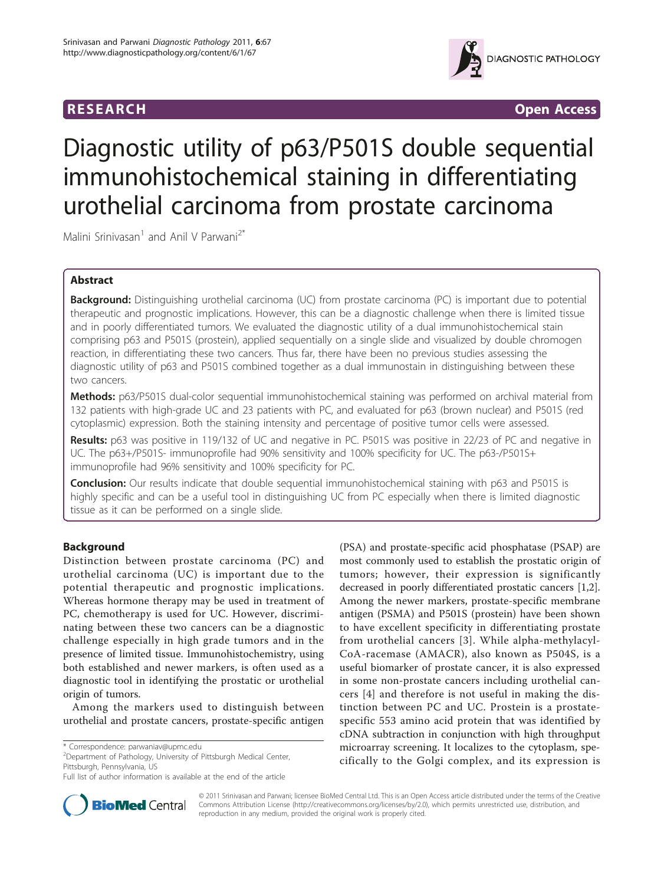RESEARCH Open Access

# Diagnostic utility of p63/P501S double sequential immunohistochemical staining in differentiating urothelial carcinoma from prostate carcinoma

Malini Srinivasan[1] and Anil V Parwani[2*]

## Abstract

**Background:** Distinguishing urothelial carcinoma (UC) from prostate carcinoma (PC) is important due to potential therapeutic and prognostic implications. However, this can be a diagnostic challenge when there is limited tissue and in poorly differentiated tumors. We evaluated the diagnostic utility of a dual immunohistochemical stain comprising p63 and P501S (prostein), applied sequentially on a single slide and visualized by double chromogen reaction, in differentiating these two cancers. Thus far, there have been no previous studies assessing the diagnostic utility of p63 and P501S combined together as a dual immunostain in distinguishing between these two cancers.

**Methods:** p63/P501S dual-color sequential immunohistochemical staining was performed on archival material from 132 patients with high-grade UC and 23 patients with PC, and evaluated for p63 (brown nuclear) and P501S (red cytoplasmic) expression. Both the staining intensity and percentage of positive tumor cells were assessed.

**Results:** p63 was positive in 119/132 of UC and negative in PC. P501S was positive in 22/23 of PC and negative in UC. The p63+/P501S- immunoprofile had 90% sensitivity and 100% specificity for UC. The p63-/P501S+ immunoprofile had 96% sensitivity and 100% specificity for PC.

**Conclusion:** Our results indicate that double sequential immunohistochemical staining with p63 and P501S is highly specific and can be a useful tool in distinguishing UC from PC especially when there is limited diagnostic tissue as it can be performed on a single slide.

## Background

Distinction between prostate carcinoma (PC) and urothelial carcinoma (UC) is important due to the potential therapeutic and prognostic implications. Whereas hormone therapy may be used in treatment of PC, chemotherapy is used for UC. However, discriminating between these two cancers can be a diagnostic challenge especially in high grade tumors and in the presence of limited tissue. Immunohistochemistry, using both established and newer markers, is often used as a diagnostic tool in identifying the prostatic or urothelial origin of tumors.

Among the markers used to distinguish between urothelial and prostate cancers, prostate-specific antigen (PSA) and prostate-specific acid phosphatase (PSAP) are most commonly used to establish the prostatic origin of tumors; however, their expression is significantly decreased in poorly differentiated prostatic cancers [1,2]. Among the newer markers, prostate-specific membrane antigen (PSMA) and P501S (prostein) have been shown to have excellent specificity in differentiating prostate from urothelial cancers [3]. While alpha-methylacyl-CoA-racemase (AMACR), also known as P504S, is a useful biomarker of prostate cancer, it is also expressed in some non-prostate cancers including urothelial cancers [4] and therefore is not useful in making the distinction between PC and UC. Prostein is a prostate-specific 553 amino acid protein that was identified by cDNA subtraction in conjunction with high throughput microarray screening. It localizes to the cytoplasm, specifically to the Golgi complex, and its expression is

\* Correspondence: parwaniav@upmc.edu
[2]Department of Pathology, University of Pittsburgh Medical Center, Pittsburgh, Pennsylvania, US
Full list of author information is available at the end of the article

© 2011 Srinivasan and Parwani; licensee BioMed Central Ltd. This is an Open Access article distributed under the terms of the Creative Commons Attribution License (http://creativecommons.org/licenses/by/2.0), which permits unrestricted use, distribution, and reproduction in any medium, provided the original work is properly cited.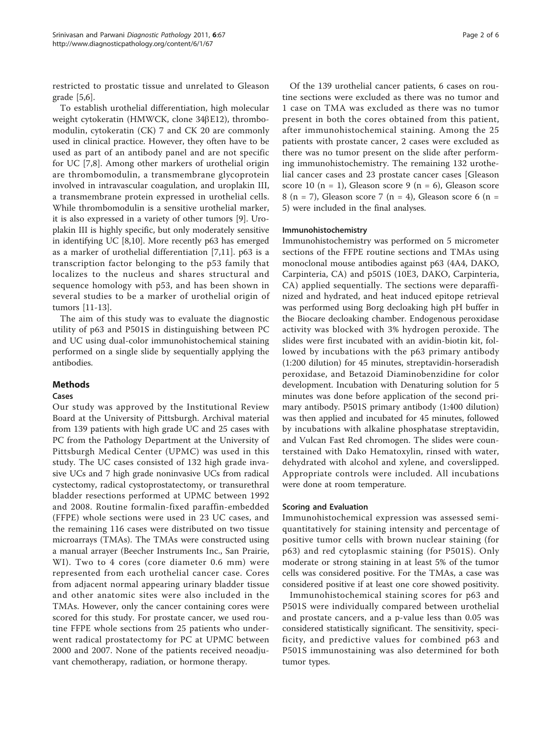restricted to prostatic tissue and unrelated to Gleason grade [5,6].

To establish urothelial differentiation, high molecular weight cytokeratin (HMWCK, clone 34βE12), thrombomodulin, cytokeratin (CK) 7 and CK 20 are commonly used in clinical practice. However, they often have to be used as part of an antibody panel and are not specific for UC [7,8]. Among other markers of urothelial origin are thrombomodulin, a transmembrane glycoprotein involved in intravascular coagulation, and uroplakin III, a transmembrane protein expressed in urothelial cells. While thrombomodulin is a sensitive urothelial marker, it is also expressed in a variety of other tumors [9]. Uroplakin III is highly specific, but only moderately sensitive in identifying UC [8,10]. More recently p63 has emerged as a marker of urothelial differentiation [7,11]. p63 is a transcription factor belonging to the p53 family that localizes to the nucleus and shares structural and sequence homology with p53, and has been shown in several studies to be a marker of urothelial origin of tumors [11-13].

The aim of this study was to evaluate the diagnostic utility of p63 and P501S in distinguishing between PC and UC using dual-color immunohistochemical staining performed on a single slide by sequentially applying the antibodies.

## Methods

### Cases

Our study was approved by the Institutional Review Board at the University of Pittsburgh. Archival material from 139 patients with high grade UC and 25 cases with PC from the Pathology Department at the University of Pittsburgh Medical Center (UPMC) was used in this study. The UC cases consisted of 132 high grade invasive UCs and 7 high grade noninvasive UCs from radical cystectomy, radical cystoprostatectomy, or transurethral bladder resections performed at UPMC between 1992 and 2008. Routine formalin-fixed paraffin-embedded (FFPE) whole sections were used in 23 UC cases, and the remaining 116 cases were distributed on two tissue microarrays (TMAs). The TMAs were constructed using a manual arrayer (Beecher Instruments Inc., San Prairie, WI). Two to 4 cores (core diameter 0.6 mm) were represented from each urothelial cancer case. Cores from adjacent normal appearing urinary bladder tissue and other anatomic sites were also included in the TMAs. However, only the cancer containing cores were scored for this study. For prostate cancer, we used routine FFPE whole sections from 25 patients who underwent radical prostatectomy for PC at UPMC between 2000 and 2007. None of the patients received neoadjuvant chemotherapy, radiation, or hormone therapy.

Of the 139 urothelial cancer patients, 6 cases on routine sections were excluded as there was no tumor and 1 case on TMA was excluded as there was no tumor present in both the cores obtained from this patient, after immunohistochemical staining. Among the 25 patients with prostate cancer, 2 cases were excluded as there was no tumor present on the slide after performing immunohistochemistry. The remaining 132 urothelial cancer cases and 23 prostate cancer cases [Gleason score 10 (n = 1), Gleason score 9 (n = 6), Gleason score 8 (n = 7), Gleason score 7 (n = 4), Gleason score 6 (n = 5) were included in the final analyses.

### Immunohistochemistry

Immunohistochemistry was performed on 5 micrometer sections of the FFPE routine sections and TMAs using monoclonal mouse antibodies against p63 (4A4, DAKO, Carpinteria, CA) and p501S (10E3, DAKO, Carpinteria, CA) applied sequentially. The sections were deparaffinized and hydrated, and heat induced epitope retrieval was performed using Borg decloaking high pH buffer in the Biocare decloaking chamber. Endogenous peroxidase activity was blocked with 3% hydrogen peroxide. The slides were first incubated with an avidin-biotin kit, followed by incubations with the p63 primary antibody (1:200 dilution) for 45 minutes, streptavidin-horseradish peroxidase, and Betazoid Diaminobenzidine for color development. Incubation with Denaturing solution for 5 minutes was done before application of the second primary antibody. P501S primary antibody (1:400 dilution) was then applied and incubated for 45 minutes, followed by incubations with alkaline phosphatase streptavidin, and Vulcan Fast Red chromogen. The slides were counterstained with Dako Hematoxylin, rinsed with water, dehydrated with alcohol and xylene, and coverslipped. Appropriate controls were included. All incubations were done at room temperature.

### Scoring and Evaluation

Immunohistochemical expression was assessed semiquantitatively for staining intensity and percentage of positive tumor cells with brown nuclear staining (for p63) and red cytoplasmic staining (for P501S). Only moderate or strong staining in at least 5% of the tumor cells was considered positive. For the TMAs, a case was considered positive if at least one core showed positivity.

Immunohistochemical staining scores for p63 and P501S were individually compared between urothelial and prostate cancers, and a p-value less than 0.05 was considered statistically significant. The sensitivity, specificity, and predictive values for combined p63 and P501S immunostaining was also determined for both tumor types.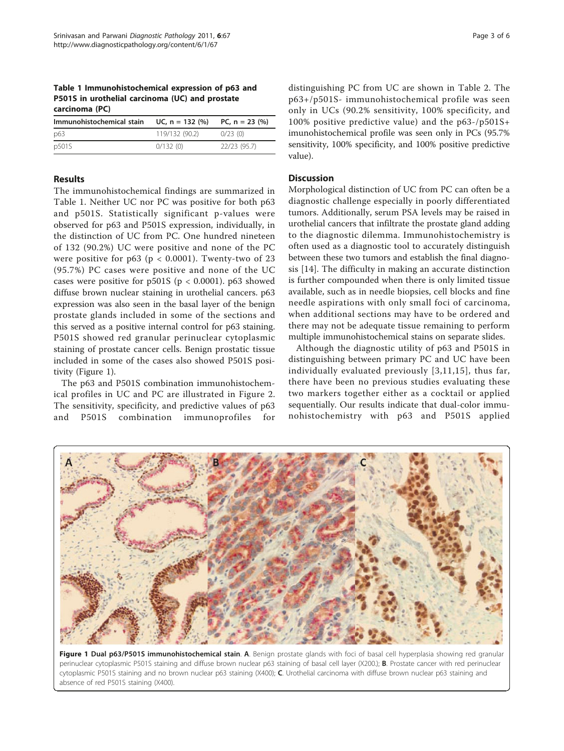**Table 1 Immunohistochemical expression of p63 and P501S in urothelial carcinoma (UC) and prostate carcinoma (PC)**

| Immunohistochemical stain | UC, n = 132 (%) | PC, n = 23 (%) |
| --- | --- | --- |
| p63 | 119/132 (90.2) | 0/23 (0) |
| p501S | 0/132 (0) | 22/23 (95.7) |

## Results

The immunohistochemical findings are summarized in Table 1. Neither UC nor PC was positive for both p63 and p501S. Statistically significant p-values were observed for p63 and P501S expression, individually, in the distinction of UC from PC. One hundred nineteen of 132 (90.2%) UC were positive and none of the PC were positive for p63 ($p < 0.0001$). Twenty-two of 23 (95.7%) PC cases were positive and none of the UC cases were positive for p501S ($p < 0.0001$). p63 showed diffuse brown nuclear staining in urothelial cancers. p63 expression was also seen in the basal layer of the benign prostate glands included in some of the sections and this served as a positive internal control for p63 staining. P501S showed red granular perinuclear cytoplasmic staining of prostate cancer cells. Benign prostatic tissue included in some of the cases also showed P501S positivity (Figure 1).

The p63 and P501S combination immunohistochemical profiles in UC and PC are illustrated in Figure 2. The sensitivity, specificity, and predictive values of p63 and P501S combination immunoprofiles for distinguishing PC from UC are shown in Table 2. The p63+/p501S- immunohistochemical profile was seen only in UCs (90.2% sensitivity, 100% specificity, and 100% positive predictive value) and the p63-/p501S+ imunohistochemical profile was seen only in PCs (95.7% sensitivity, 100% specificity, and 100% positive predictive value).

## Discussion

Morphological distinction of UC from PC can often be a diagnostic challenge especially in poorly differentiated tumors. Additionally, serum PSA levels may be raised in urothelial cancers that infiltrate the prostate gland adding to the diagnostic dilemma. Immunohistochemistry is often used as a diagnostic tool to accurately distinguish between these two tumors and establish the final diagnosis [14]. The difficulty in making an accurate distinction is further compounded when there is only limited tissue available, such as in needle biopsies, cell blocks and fine needle aspirations with only small foci of carcinoma, when additional sections may have to be ordered and there may not be adequate tissue remaining to perform multiple immunohistochemical stains on separate slides.

Although the diagnostic utility of p63 and P501S in distinguishing between primary PC and UC have been individually evaluated previously [3,11,15], thus far, there have been no previous studies evaluating these two markers together either as a cocktail or applied sequentially. Our results indicate that dual-color immunohistochemistry with p63 and P501S applied

**Figure 1 Dual p63/P501S immunohistochemical stain**. **A**. Benign prostate glands with foci of basal cell hyperplasia showing red granular perinuclear cytoplasmic P501S staining and diffuse brown nuclear p63 staining of basal cell layer (X200.); **B**. Prostate cancer with red perinuclear cytoplasmic P501S staining and no brown nuclear p63 staining (X400); **C**. Urothelial carcinoma with diffuse brown nuclear p63 staining and absence of red P501S staining (X400).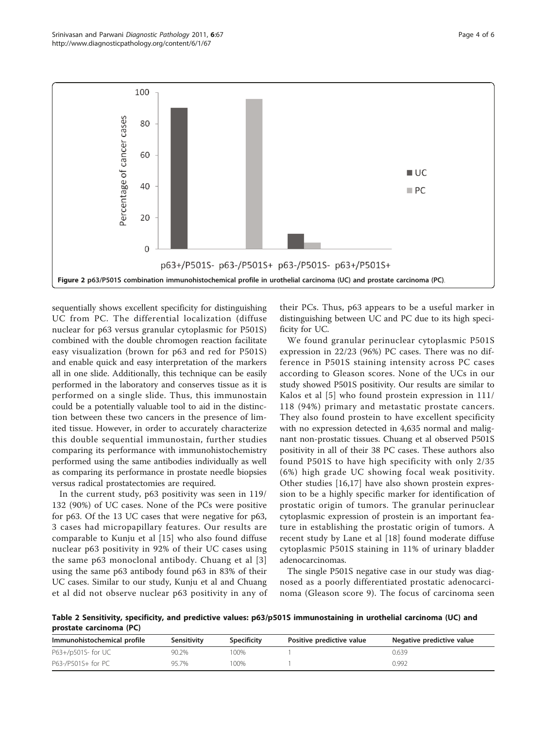Figure 2 p63/P501S combination immunohistochemical profile in urothelial carcinoma (UC) and prostate carcinoma (PC).

sequentially shows excellent specificity for distinguishing UC from PC. The differential localization (diffuse nuclear for p63 versus granular cytoplasmic for P501S) combined with the double chromogen reaction facilitate easy visualization (brown for p63 and red for P501S) and enable quick and easy interpretation of the markers all in one slide. Additionally, this technique can be easily performed in the laboratory and conserves tissue as it is performed on a single slide. Thus, this immunostain could be a potentially valuable tool to aid in the distinction between these two cancers in the presence of limited tissue. However, in order to accurately characterize this double sequential immunostain, further studies comparing its performance with immunohistochemistry performed using the same antibodies individually as well as comparing its performance in prostate needle biopsies versus radical prostatectomies are required.

In the current study, p63 positivity was seen in 119/132 (90%) of UC cases. None of the PCs were positive for p63. Of the 13 UC cases that were negative for p63, 3 cases had micropapillary features. Our results are comparable to Kunju et al [15] who also found diffuse nuclear p63 positivity in 92% of their UC cases using the same p63 monoclonal antibody. Chuang et al [3] using the same p63 antibody found p63 in 83% of their UC cases. Similar to our study, Kunju et al and Chuang et al did not observe nuclear p63 positivity in any of their PCs. Thus, p63 appears to be a useful marker in distinguishing between UC and PC due to its high specificity for UC.

We found granular perinuclear cytoplasmic P501S expression in 22/23 (96%) PC cases. There was no difference in P501S staining intensity across PC cases according to Gleason scores. None of the UCs in our study showed P501S positivity. Our results are similar to Kalos et al [5] who found prostein expression in 111/118 (94%) primary and metastatic prostate cancers. They also found prostein to have excellent specificity with no expression detected in 4,635 normal and malignant non-prostatic tissues. Chuang et al observed P501S positivity in all of their 38 PC cases. These authors also found P501S to have high specificity with only 2/35 (6%) high grade UC showing focal weak positivity. Other studies [16,17] have also shown prostein expression to be a highly specific marker for identification of prostatic origin of tumors. The granular perinuclear cytoplasmic expression of prostein is an important feature in establishing the prostatic origin of tumors. A recent study by Lane et al [18] found moderate diffuse cytoplasmic P501S staining in 11% of urinary bladder adenocarcinomas.

The single P501S negative case in our study was diagnosed as a poorly differentiated prostatic adenocarcinoma (Gleason score 9). The focus of carcinoma seen

**Table 2 Sensitivity, specificity, and predictive values: p63/p501S immunostaining in urothelial carcinoma (UC) and prostate carcinoma (PC)**

| Immunohistochemical profile | Sensitivity | Specificity | Positive predictive value | Negative predictive value |
|---|---|---|---|---|
| P63+/p501S- for UC | 90.2% | 100% | 1 | 0.639 |
| P63-/P501S+ for PC | 95.7% | 100% | 1 | 0.992 |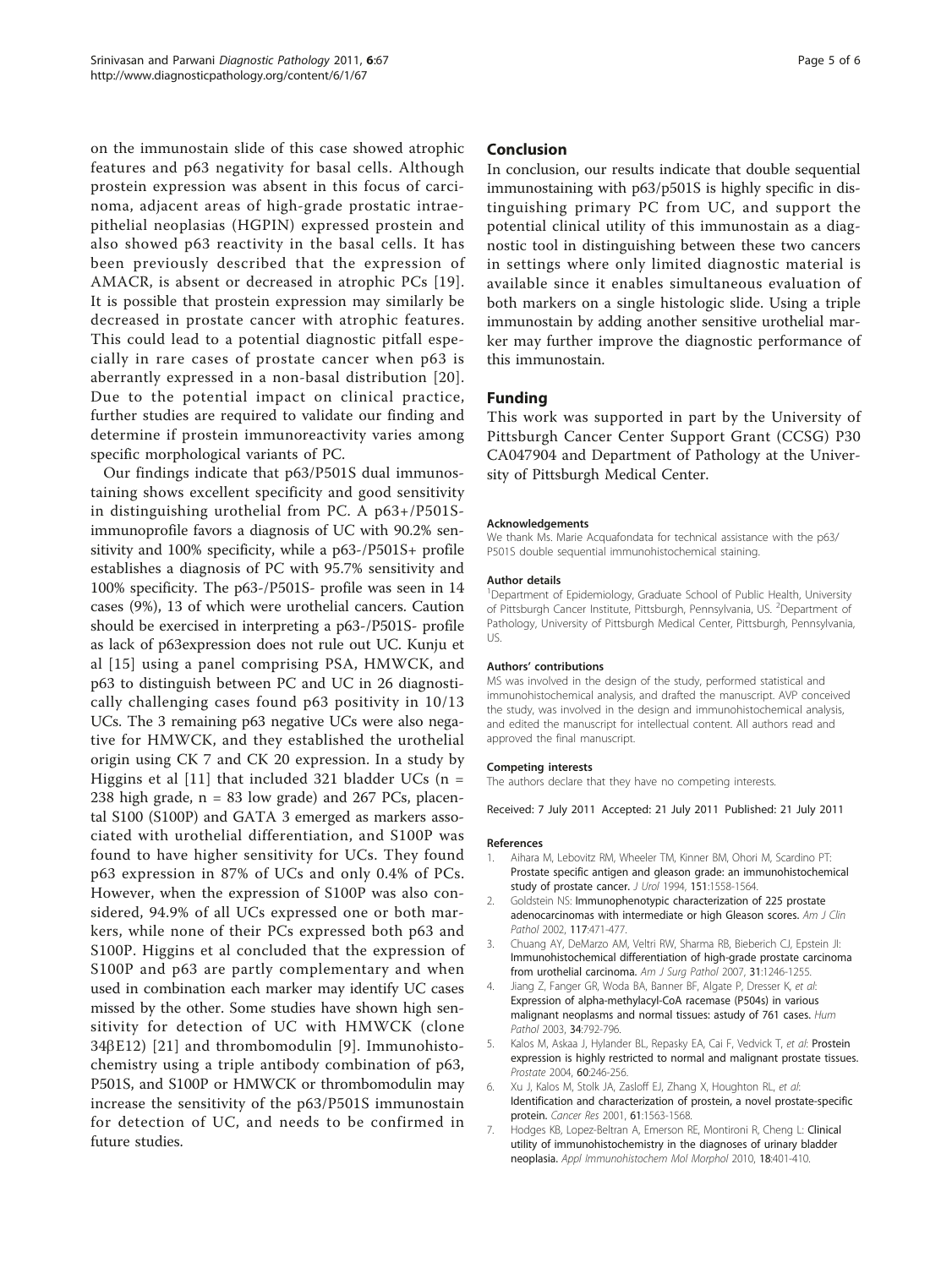on the immunostain slide of this case showed atrophic features and p63 negativity for basal cells. Although prostein expression was absent in this focus of carcinoma, adjacent areas of high-grade prostatic intraepithelial neoplasias (HGPIN) expressed prostein and also showed p63 reactivity in the basal cells. It has been previously described that the expression of AMACR, is absent or decreased in atrophic PCs [19]. It is possible that prostein expression may similarly be decreased in prostate cancer with atrophic features. This could lead to a potential diagnostic pitfall especially in rare cases of prostate cancer when p63 is aberrantly expressed in a non-basal distribution [20]. Due to the potential impact on clinical practice, further studies are required to validate our finding and determine if prostein immunoreactivity varies among specific morphological variants of PC.

Our findings indicate that p63/P501S dual immunostaining shows excellent specificity and good sensitivity in distinguishing urothelial from PC. A p63+/P501S- immunoprofile favors a diagnosis of UC with 90.2% sensitivity and 100% specificity, while a p63-/P501S+ profile establishes a diagnosis of PC with 95.7% sensitivity and 100% specificity. The p63-/P501S- profile was seen in 14 cases (9%), 13 of which were urothelial cancers. Caution should be exercised in interpreting a p63-/P501S- profile as lack of p63expression does not rule out UC. Kunju et al [15] using a panel comprising PSA, HMWCK, and p63 to distinguish between PC and UC in 26 diagnostically challenging cases found p63 positivity in 10/13 UCs. The 3 remaining p63 negative UCs were also negative for HMWCK, and they established the urothelial origin using CK 7 and CK 20 expression. In a study by Higgins et al [11] that included 321 bladder UCs (n = 238 high grade, n = 83 low grade) and 267 PCs, placental S100 (S100P) and GATA 3 emerged as markers associated with urothelial differentiation, and S100P was found to have higher sensitivity for UCs. They found p63 expression in 87% of UCs and only 0.4% of PCs. However, when the expression of S100P was also considered, 94.9% of all UCs expressed one or both markers, while none of their PCs expressed both p63 and S100P. Higgins et al concluded that the expression of S100P and p63 are partly complementary and when used in combination each marker may identify UC cases missed by the other. Some studies have shown high sensitivity for detection of UC with HMWCK (clone 34βE12) [21] and thrombomodulin [9]. Immunohistochemistry using a triple antibody combination of p63, P501S, and S100P or HMWCK or thrombomodulin may increase the sensitivity of the p63/P501S immunostain for detection of UC, and needs to be confirmed in future studies.

## Conclusion

In conclusion, our results indicate that double sequential immunostaining with p63/p501S is highly specific in distinguishing primary PC from UC, and support the potential clinical utility of this immunostain as a diagnostic tool in distinguishing between these two cancers in settings where only limited diagnostic material is available since it enables simultaneous evaluation of both markers on a single histologic slide. Using a triple immunostain by adding another sensitive urothelial marker may further improve the diagnostic performance of this immunostain.

## Funding

This work was supported in part by the University of Pittsburgh Cancer Center Support Grant (CCSG) P30 CA047904 and Department of Pathology at the University of Pittsburgh Medical Center.

#### Acknowledgements

We thank Ms. Marie Acquafondata for technical assistance with the p63/P501S double sequential immunohistochemical staining.

#### Author details

[1]Department of Epidemiology, Graduate School of Public Health, University of Pittsburgh Cancer Institute, Pittsburgh, Pennsylvania, US. [2]Department of Pathology, University of Pittsburgh Medical Center, Pittsburgh, Pennsylvania, US.

#### Authors' contributions

MS was involved in the design of the study, performed statistical and immunohistochemical analysis, and drafted the manuscript. AVP conceived the study, was involved in the design and immunohistochemical analysis, and edited the manuscript for intellectual content. All authors read and approved the final manuscript.

#### Competing interests

The authors declare that they have no competing interests.

Received: 7 July 2011 Accepted: 21 July 2011 Published: 21 July 2011

#### References

1. Aihara M, Lebovitz RM, Wheeler TM, Kinner BM, Ohori M, Scardino PT: **Prostate specific antigen and gleason grade: an immunohistochemical study of prostate cancer.** *J Urol* 1994, **151**:1558-1564.
2. Goldstein NS: **Immunophenotypic characterization of 225 prostate adenocarcinomas with intermediate or high Gleason scores.** *Am J Clin Pathol* 2002, **117**:471-477.
3. Chuang AY, DeMarzo AM, Veltri RW, Sharma RB, Bieberich CJ, Epstein JI: **Immunohistochemical differentiation of high-grade prostate carcinoma from urothelial carcinoma.** *Am J Surg Pathol* 2007, **31**:1246-1255.
4. Jiang Z, Fanger GR, Woda BA, Banner BF, Algate P, Dresser K, *et al*: **Expression of alpha-methylacyl-CoA racemase (P504s) in various malignant neoplasms and normal tissues: astudy of 761 cases.** *Hum Pathol* 2003, **34**:792-796.
5. Kalos M, Askaa J, Hylander BL, Repasky EA, Cai F, Vedvick T, *et al*: **Prostein expression is highly restricted to normal and malignant prostate tissues.** *Prostate* 2004, **60**:246-256.
6. Xu J, Kalos M, Stolk JA, Zasloff EJ, Zhang X, Houghton RL, *et al*: **Identification and characterization of prostein, a novel prostate-specific protein.** *Cancer Res* 2001, **61**:1563-1568.
7. Hodges KB, Lopez-Beltran A, Emerson RE, Montironi R, Cheng L: **Clinical utility of immunohistochemistry in the diagnoses of urinary bladder neoplasia.** *Appl Immunohistochem Mol Morphol* 2010, **18**:401-410.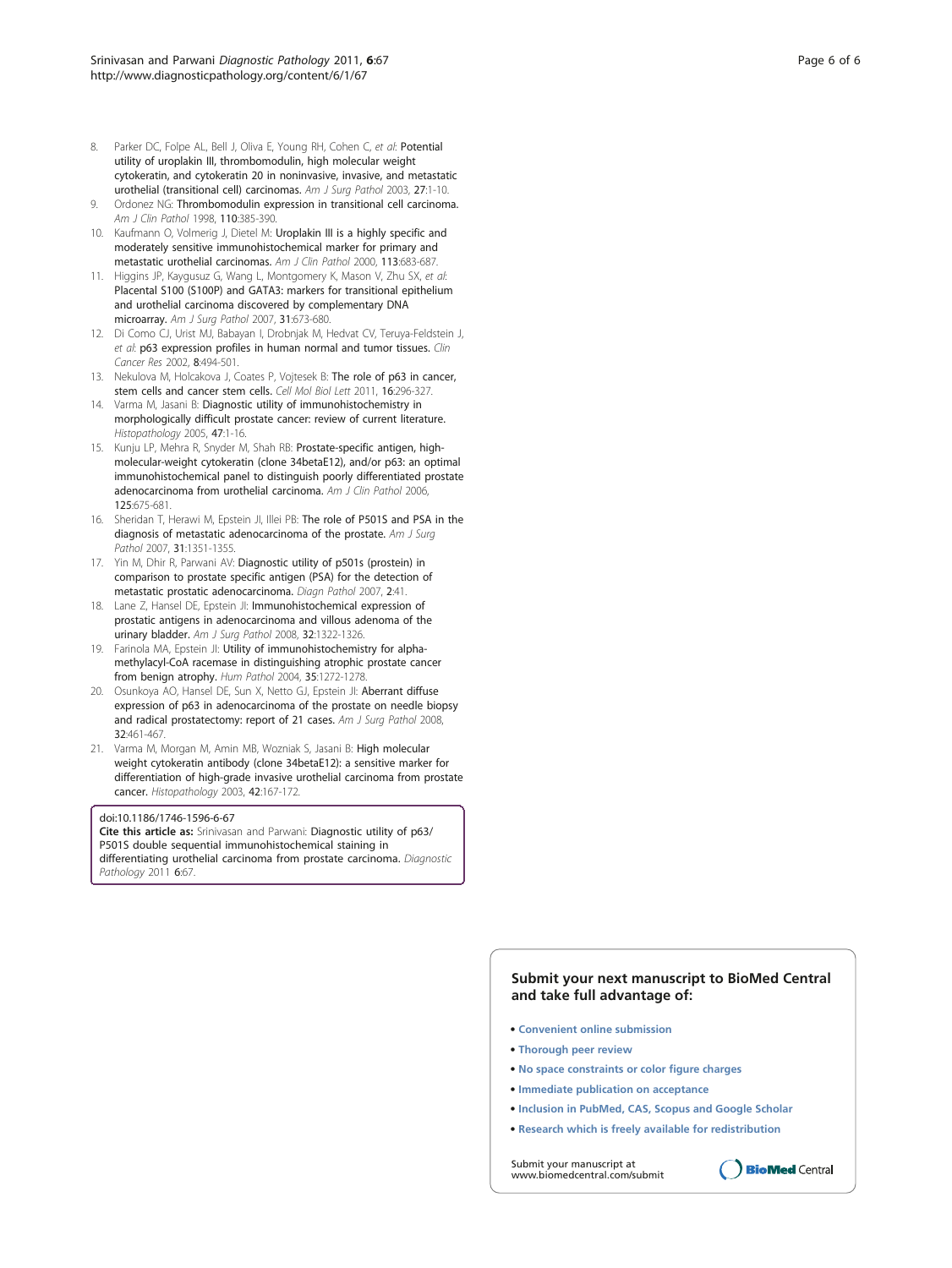8. Parker DC, Folpe AL, Bell J, Oliva E, Young RH, Cohen C, *et al*: **Potential utility of uroplakin III, thrombomodulin, high molecular weight cytokeratin, and cytokeratin 20 in noninvasive, invasive, and metastatic urothelial (transitional cell) carcinomas.** *Am J Surg Pathol* 2003, **27**:1-10.
9. Ordonez NG: **Thrombomodulin expression in transitional cell carcinoma.** *Am J Clin Pathol* 1998, **110**:385-390.
10. Kaufmann O, Volmerig J, Dietel M: **Uroplakin III is a highly specific and moderately sensitive immunohistochemical marker for primary and metastatic urothelial carcinomas.** *Am J Clin Pathol* 2000, **113**:683-687.
11. Higgins JP, Kaygusuz G, Wang L, Montgomery K, Mason V, Zhu SX, *et al*: **Placental S100 (S100P) and GATA3: markers for transitional epithelium and urothelial carcinoma discovered by complementary DNA microarray.** *Am J Surg Pathol* 2007, **31**:673-680.
12. Di Como CJ, Urist MJ, Babayan I, Drobnjak M, Hedvat CV, Teruya-Feldstein J, *et al*: **p63 expression profiles in human normal and tumor tissues.** *Clin Cancer Res* 2002, **8**:494-501.
13. Nekulova M, Holcakova J, Coates P, Vojtesek B: **The role of p63 in cancer, stem cells and cancer stem cells.** *Cell Mol Biol Lett* 2011, **16**:296-327.
14. Varma M, Jasani B: **Diagnostic utility of immunohistochemistry in morphologically difficult prostate cancer: review of current literature.** *Histopathology* 2005, **47**:1-16.
15. Kunju LP, Mehra R, Snyder M, Shah RB: **Prostate-specific antigen, high-molecular-weight cytokeratin (clone 34betaE12), and/or p63: an optimal immunohistochemical panel to distinguish poorly differentiated prostate adenocarcinoma from urothelial carcinoma.** *Am J Clin Pathol* 2006, **125**:675-681.
16. Sheridan T, Herawi M, Epstein JI, Illei PB: **The role of P501S and PSA in the diagnosis of metastatic adenocarcinoma of the prostate.** *Am J Surg Pathol* 2007, **31**:1351-1355.
17. Yin M, Dhir R, Parwani AV: **Diagnostic utility of p501s (protein) in comparison to prostate specific antigen (PSA) for the detection of metastatic prostatic adenocarcinoma.** *Diagn Pathol* 2007, **2**:41.
18. Lane Z, Hansel DE, Epstein JI: **Immunohistochemical expression of prostatic antigens in adenocarcinoma and villous adenoma of the urinary bladder.** *Am J Surg Pathol* 2008, **32**:1322-1326.
19. Farinola MA, Epstein JI: **Utility of immunohistochemistry for alpha-methylacyl-CoA racemase in distinguishing atrophic prostate cancer from benign atrophy.** *Hum Pathol* 2004, **35**:1272-1278.
20. Osunkoya AO, Hansel DE, Sun X, Netto GJ, Epstein JI: **Aberrant diffuse expression of p63 in adenocarcinoma of the prostate on needle biopsy and radical prostatectomy: report of 21 cases.** *Am J Surg Pathol* 2008, **32**:461-467.
21. Varma M, Morgan M, Amin MB, Wozniak S, Jasani B: **High molecular weight cytokeratin antibody (clone 34betaE12): a sensitive marker for differentiation of high-grade invasive urothelial carcinoma from prostate cancer.** *Histopathology* 2003, **42**:167-172.

doi:10.1186/1746-1596-6-67

**Cite this article as:** Srinivasan and Parwani: **Diagnostic utility of p63/P501S double sequential immunohistochemical staining in differentiating urothelial carcinoma from prostate carcinoma.** *Diagnostic Pathology* 2011 **6**:67.

**Submit your next manuscript to BioMed Central and take full advantage of:**

- **Convenient online submission**
- **Thorough peer review**
- **No space constraints or color figure charges**
- **Immediate publication on acceptance**
- **Inclusion in PubMed, CAS, Scopus and Google Scholar**
- **Research which is freely available for redistribution**

Submit your manuscript at
www.biomedcentral.com/submit

BioMed Central